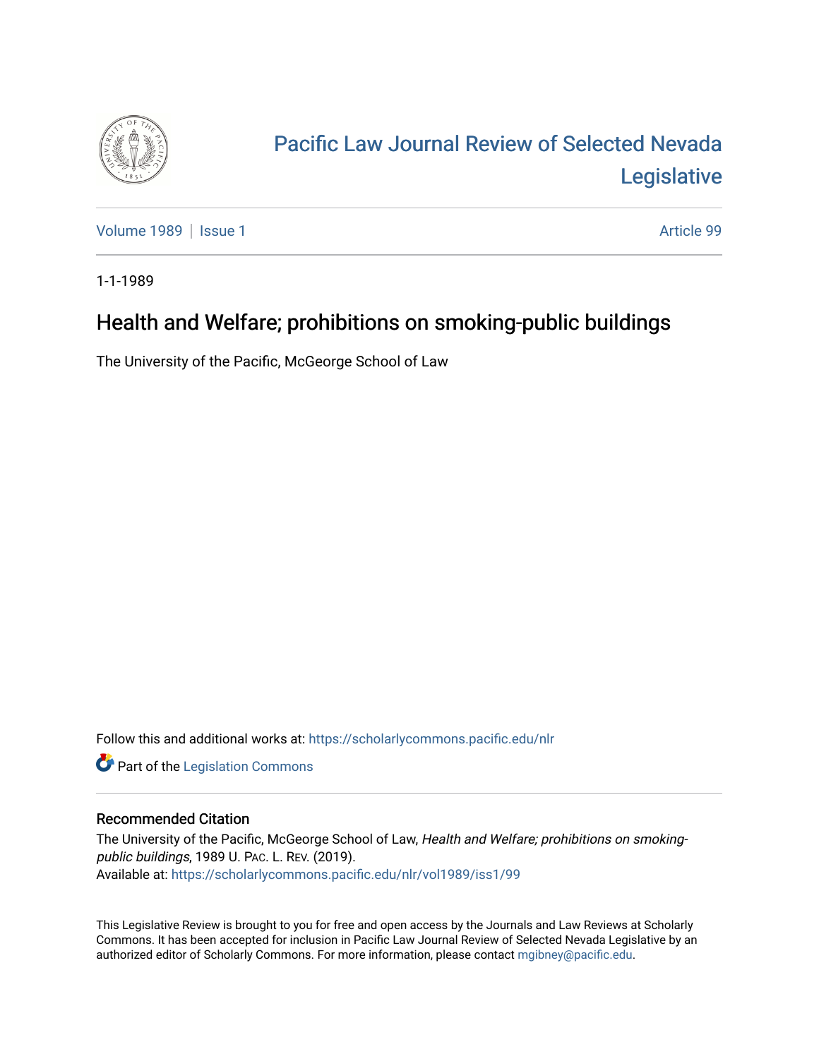# Pacific Law Journal Review of Selected Nevada Legislative

Volume 1989 | Issue 1 Article 99

1-1-1989

## Health and Welfare; prohibitions on smoking-public buildings

The University of the Pacific, McGeorge School of Law

Follow this and additional works at: https://scholarlycommons.pacific.edu/nlr

Part of the Legislation Commons

### Recommended Citation

The University of the Pacific, McGeorge School of Law, *Health and Welfare; prohibitions on smoking-public buildings*, 1989 U. PAC. L. REV. (2019).
Available at: https://scholarlycommons.pacific.edu/nlr/vol1989/iss1/99

This Legislative Review is brought to you for free and open access by the Journals and Law Reviews at Scholarly Commons. It has been accepted for inclusion in Pacific Law Journal Review of Selected Nevada Legislative by an authorized editor of Scholarly Commons. For more information, please contact mgibney@pacific.edu.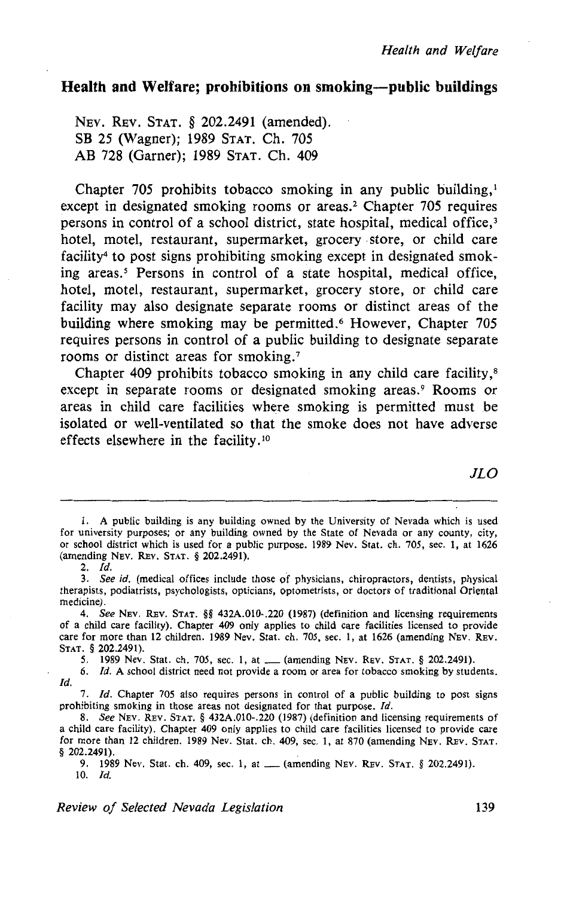## Health and Welfare; prohibitions on smoking—public buildings

NEV. REV. STAT. § 202.2491 (amended).
SB 25 (Wagner); 1989 STAT. Ch. 705
AB 728 (Garner); 1989 STAT. Ch. 409

Chapter 705 prohibits tobacco smoking in any public building,[1] except in designated smoking rooms or areas.[2] Chapter 705 requires persons in control of a school district, state hospital, medical office,[3] hotel, motel, restaurant, supermarket, grocery store, or child care facility[4] to post signs prohibiting smoking except in designated smoking areas.[5] Persons in control of a state hospital, medical office, hotel, motel, restaurant, supermarket, grocery store, or child care facility may also designate separate rooms or distinct areas of the building where smoking may be permitted.[6] However, Chapter 705 requires persons in control of a public building to designate separate rooms or distinct areas for smoking.[7]

Chapter 409 prohibits tobacco smoking in any child care facility,[8] except in separate rooms or designated smoking areas.[9] Rooms or areas in child care facilities where smoking is permitted must be isolated or well-ventilated so that the smoke does not have adverse effects elsewhere in the facility.[10]

*JLO*

---

1. A public building is any building owned by the University of Nevada which is used for university purposes; or any building owned by the State of Nevada or any county, city, or school district which is used for a public purpose. 1989 Nev. Stat. ch. 705, sec. 1, at 1626 (amending NEV. REV. STAT. § 202.2491).
2. *Id.*
3. *See id.* (medical offices include those of physicians, chiropractors, dentists, physical therapists, podiatrists, psychologists, opticians, optometrists, or doctors of traditional Oriental medicine).
4. *See* NEV. REV. STAT. §§ 432A.010-.220 (1987) (definition and licensing requirements of a child care facility). Chapter 409 only applies to child care facilities licensed to provide care for more than 12 children. 1989 Nev. Stat. ch. 705, sec. 1, at 1626 (amending NEV. REV. STAT. § 202.2491).
5. 1989 Nev. Stat. ch. 705, sec. 1, at ___ (amending NEV. REV. STAT. § 202.2491).
6. *Id.* A school district need not provide a room or area for tobacco smoking by students. *Id.*
7. *Id.* Chapter 705 also requires persons in control of a public building to post signs prohibiting smoking in those areas not designated for that purpose. *Id.*
8. *See* NEV. REV. STAT. § 432A.010-.220 (1987) (definition and licensing requirements of a child care facility). Chapter 409 only applies to child care facilities licensed to provide care for more than 12 children. 1989 Nev. Stat. ch. 409, sec. 1, at 870 (amending NEV. REV. STAT. § 202.2491).
9. 1989 Nev. Stat. ch. 409, sec. 1, at ___ (amending NEV. REV. STAT. § 202.2491).
10. *Id.*